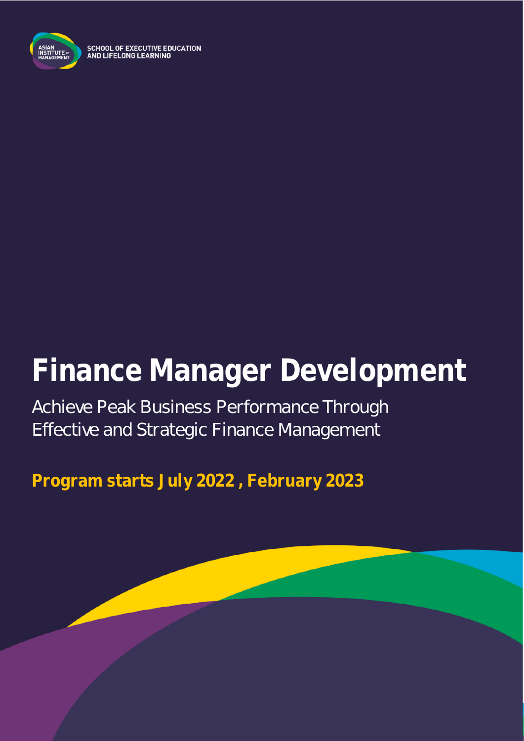SCHOOL OF EXECUTIVE EDUCATION AND LIFELONG LEARNING

# Finance Manager Development

Achieve Peak Business Performance Through Effective and Strategic Finance Management

**Program starts July 2022 , February 2023**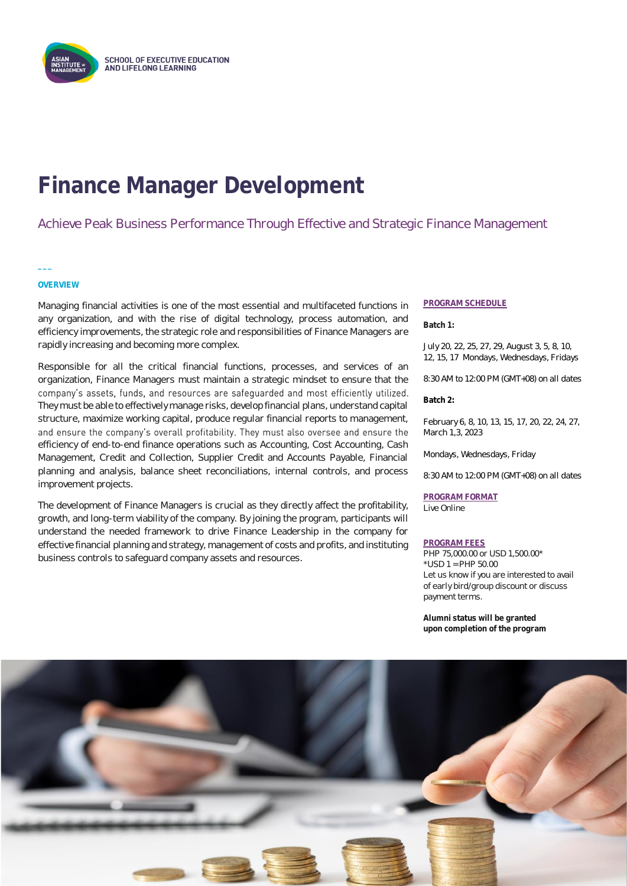ASIAN INSTITUTE OF MANAGEMENT

SCHOOL OF EXECUTIVE EDUCATION AND LIFELONG LEARNING

# Finance Manager Development

Achieve Peak Business Performance Through Effective and Strategic Finance Management

## OVERVIEW

Managing financial activities is one of the most essential and multifaceted functions in any organization, and with the rise of digital technology, process automation, and efficiency improvements, the strategic role and responsibilities of Finance Managers are rapidly increasing and becoming more complex.

Responsible for all the critical financial functions, processes, and services of an organization, Finance Managers must maintain a strategic mindset to ensure that the company's assets, funds, and resources are safeguarded and most efficiently utilized. They must be able to effectively manage risks, develop financial plans, understand capital structure, maximize working capital, produce regular financial reports to management, and ensure the company's overall profitability. They must also oversee and ensure the efficiency of end-to-end finance operations such as Accounting, Cost Accounting, Cash Management, Credit and Collection, Supplier Credit and Accounts Payable, Financial planning and analysis, balance sheet reconciliations, internal controls, and process improvement projects.

The development of Finance Managers is crucial as they directly affect the profitability, growth, and long-term viability of the company. By joining the program, participants will understand the needed framework to drive Finance Leadership in the company for effective financial planning and strategy, management of costs and profits, and instituting business controls to safeguard company assets and resources.

## PROGRAM SCHEDULE

**Batch 1:**

July 20, 22, 25, 27, 29, August 3, 5, 8, 10, 12, 15, 17 Mondays, Wednesdays, Fridays

8:30 AM to 12:00 PM (GMT+08) on all dates

**Batch 2:**

February 6, 8, 10, 13, 15, 17, 20, 22, 24, 27, March 1,3, 2023

Mondays, Wednesdays, Friday

8:30 AM to 12:00 PM (GMT+08) on all dates

## PROGRAM FORMAT

Live Online

## PROGRAM FEES

PHP 75,000.00 or USD 1,500.00*
*USD 1 = PHP 50.00
Let us know if you are interested to avail of early bird/group discount or discuss payment terms.

**Alumni status will be granted upon completion of the program**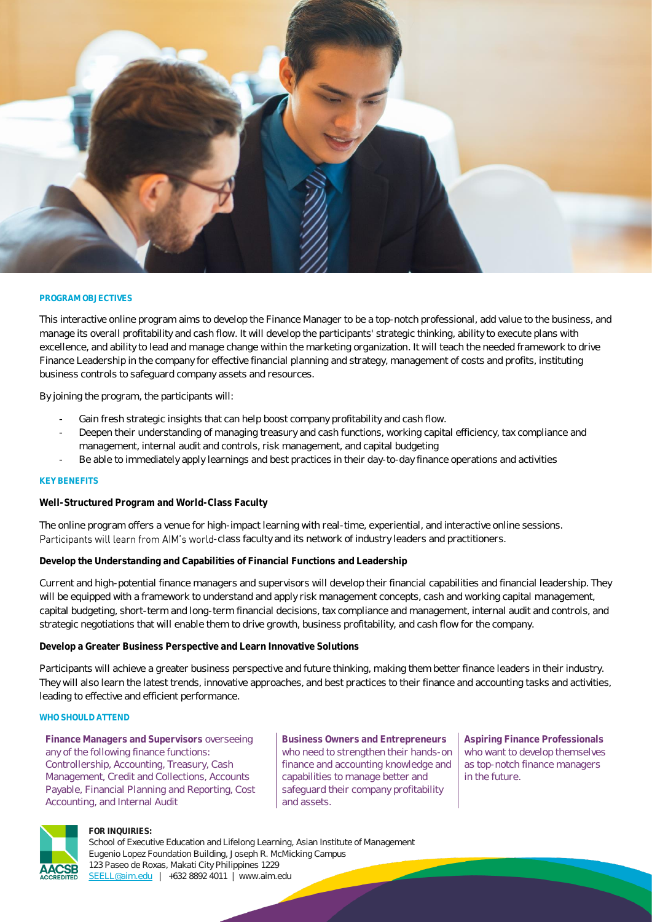## PROGRAM OBJECTIVES

This interactive online program aims to develop the Finance Manager to be a top-notch professional, add value to the business, and manage its overall profitability and cash flow. It will develop the participants' strategic thinking, ability to execute plans with excellence, and ability to lead and manage change within the marketing organization. It will teach the needed framework to drive Finance Leadership in the company for effective financial planning and strategy, management of costs and profits, instituting business controls to safeguard company assets and resources.

By joining the program, the participants will:

- Gain fresh strategic insights that can help boost company profitability and cash flow.
- Deepen their understanding of managing treasury and cash functions, working capital efficiency, tax compliance and management, internal audit and controls, risk management, and capital budgeting
- Be able to immediately apply learnings and best practices in their day-to-day finance operations and activities

## KEY BENEFITS

**Well-Structured Program and World-Class Faculty**

The online program offers a venue for high-impact learning with real-time, experiential, and interactive online sessions. Participants will learn from AIM's world-class faculty and its network of industry leaders and practitioners.

**Develop the Understanding and Capabilities of Financial Functions and Leadership**

Current and high-potential finance managers and supervisors will develop their financial capabilities and financial leadership. They will be equipped with a framework to understand and apply risk management concepts, cash and working capital management, capital budgeting, short-term and long-term financial decisions, tax compliance and management, internal audit and controls, and strategic negotiations that will enable them to drive growth, business profitability, and cash flow for the company.

**Develop a Greater Business Perspective and Learn Innovative Solutions**

Participants will achieve a greater business perspective and future thinking, making them better finance leaders in their industry. They will also learn the latest trends, innovative approaches, and best practices to their finance and accounting tasks and activities, leading to effective and efficient performance.

## WHO SHOULD ATTEND

**Finance Managers and Supervisors** overseeing any of the following finance functions: Controllership, Accounting, Treasury, Cash Management, Credit and Collections, Accounts Payable, Financial Planning and Reporting, Cost Accounting, and Internal Audit

**Business Owners and Entrepreneurs** who need to strengthen their hands-on finance and accounting knowledge and capabilities to manage better and safeguard their company profitability and assets.

**Aspiring Finance Professionals** who want to develop themselves as top-notch finance managers in the future.

**FOR INQUIRIES:**
School of Executive Education and Lifelong Learning, Asian Institute of Management
Eugenio Lopez Foundation Building, Joseph R. McMicking Campus
123 Paseo de Roxas, Makati City Philippines 1229
SEELL@aim.edu | +632 8892 4011 | www.aim.edu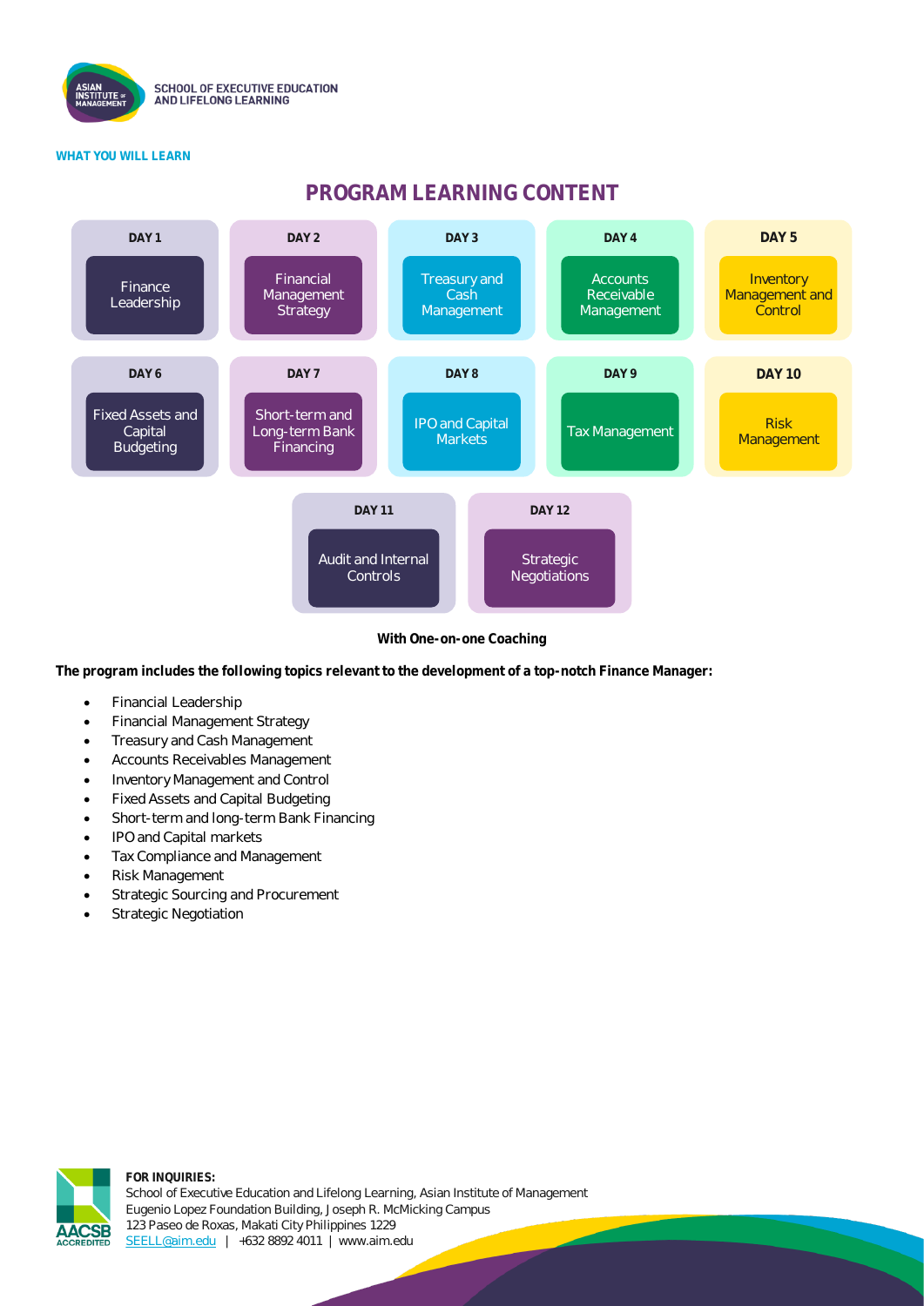**WHAT YOU WILL LEARN**

## PROGRAM LEARNING CONTENT

| DAY 1 | DAY 2 | DAY 3 | DAY 4 | DAY 5 |
|---|---|---|---|---|
| Finance Leadership | Financial Management Strategy | Treasury and Cash Management | Accounts Receivable Management | Inventory Management and Control |

| DAY 6 | DAY 7 | DAY 8 | DAY 9 | DAY 10 |
|---|---|---|---|---|
| Fixed Assets and Capital Budgeting | Short-term and Long-term Bank Financing | IPO and Capital Markets | Tax Management | Risk Management |

| DAY 11 | DAY 12 |
|---|---|
| Audit and Internal Controls | Strategic Negotiations |

**With One-on-one Coaching**

**The program includes the following topics relevant to the development of a top-notch Finance Manager:**

- Financial Leadership
- Financial Management Strategy
- Treasury and Cash Management
- Accounts Receivables Management
- Inventory Management and Control
- Fixed Assets and Capital Budgeting
- Short-term and long-term Bank Financing
- IPO and Capital markets
- Tax Compliance and Management
- Risk Management
- Strategic Sourcing and Procurement
- Strategic Negotiation

**FOR INQUIRIES:**
School of Executive Education and Lifelong Learning, Asian Institute of Management
Eugenio Lopez Foundation Building, Joseph R. McMicking Campus
123 Paseo de Roxas, Makati City Philippines 1229
SEELL@aim.edu | +632 8892 4011 | www.aim.edu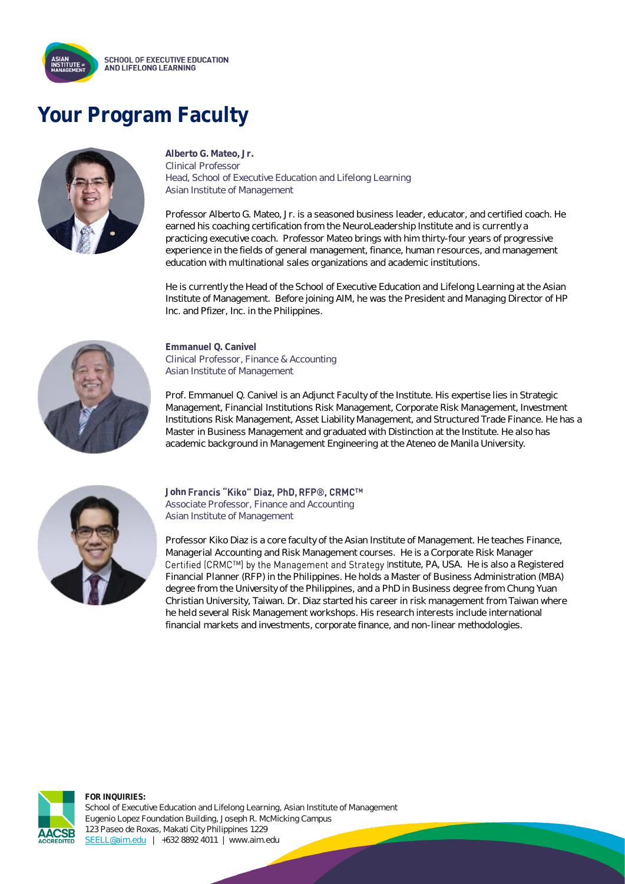# Your Program Faculty

**Alberto G. Mateo, Jr.**
Clinical Professor
Head, School of Executive Education and Lifelong Learning
Asian Institute of Management

Professor Alberto G. Mateo, Jr. is a seasoned business leader, educator, and certified coach. He earned his coaching certification from the NeuroLeadership Institute and is currently a practicing executive coach. Professor Mateo brings with him thirty-four years of progressive experience in the fields of general management, finance, human resources, and management education with multinational sales organizations and academic institutions.

He is currently the Head of the School of Executive Education and Lifelong Learning at the Asian Institute of Management. Before joining AIM, he was the President and Managing Director of HP Inc. and Pfizer, Inc. in the Philippines.

**Emmanuel Q. Canivel**
Clinical Professor, Finance & Accounting
Asian Institute of Management

Prof. Emmanuel Q. Canivel is an Adjunct Faculty of the Institute. His expertise lies in Strategic Management, Financial Institutions Risk Management, Corporate Risk Management, Investment Institutions Risk Management, Asset Liability Management, and Structured Trade Finance. He has a Master in Business Management and graduated with Distinction at the Institute. He also has academic background in Management Engineering at the Ateneo de Manila University.

**John Francis "Kiko" Diaz, PhD, RFP®, CRMC™**
Associate Professor, Finance and Accounting
Asian Institute of Management

Professor Kiko Diaz is a core faculty of the Asian Institute of Management. He teaches Finance, Managerial Accounting and Risk Management courses. He is a Corporate Risk Manager Certified (CRMC™) by the Management and Strategy Institute, PA, USA. He is also a Registered Financial Planner (RFP) in the Philippines. He holds a Master of Business Administration (MBA) degree from the University of the Philippines, and a PhD in Business degree from Chung Yuan Christian University, Taiwan. Dr. Diaz started his career in risk management from Taiwan where he held several Risk Management workshops. His research interests include international financial markets and investments, corporate finance, and non-linear methodologies.

**FOR INQUIRIES:**
School of Executive Education and Lifelong Learning, Asian Institute of Management
Eugenio Lopez Foundation Building, Joseph R. McMicking Campus
123 Paseo de Roxas, Makati City Philippines 1229
SEELL@aim.edu | +632 8892 4011 | www.aim.edu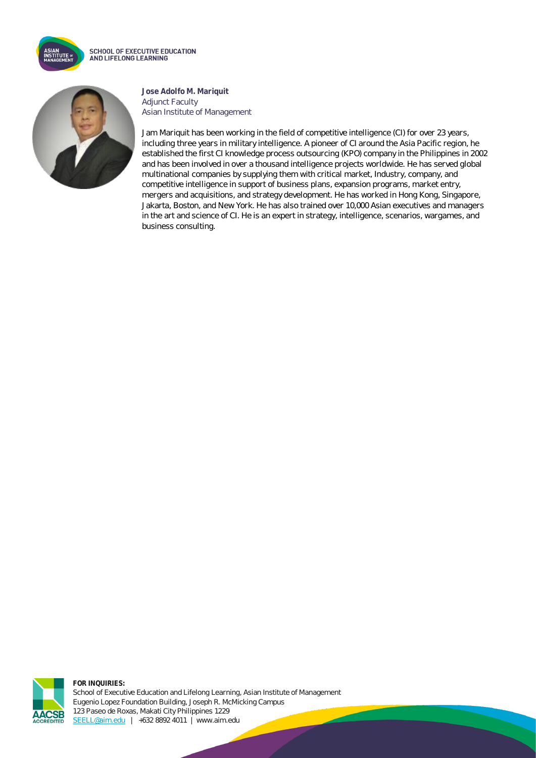**Jose Adolfo M. Mariquit**
Adjunct Faculty
Asian Institute of Management

Jam Mariquit has been working in the field of competitive intelligence (CI) for over 23 years, including three years in military intelligence. A pioneer of CI around the Asia Pacific region, he established the first CI knowledge process outsourcing (KPO) company in the Philippines in 2002 and has been involved in over a thousand intelligence projects worldwide. He has served global multinational companies by supplying them with critical market, Industry, company, and competitive intelligence in support of business plans, expansion programs, market entry, mergers and acquisitions, and strategy development. He has worked in Hong Kong, Singapore, Jakarta, Boston, and New York. He has also trained over 10,000 Asian executives and managers in the art and science of CI. He is an expert in strategy, intelligence, scenarios, wargames, and business consulting.

**FOR INQUIRIES:**
School of Executive Education and Lifelong Learning, Asian Institute of Management
Eugenio Lopez Foundation Building, Joseph R. McMicking Campus
123 Paseo de Roxas, Makati City Philippines 1229
SEELL@aim.edu | +632 8892 4011 | www.aim.edu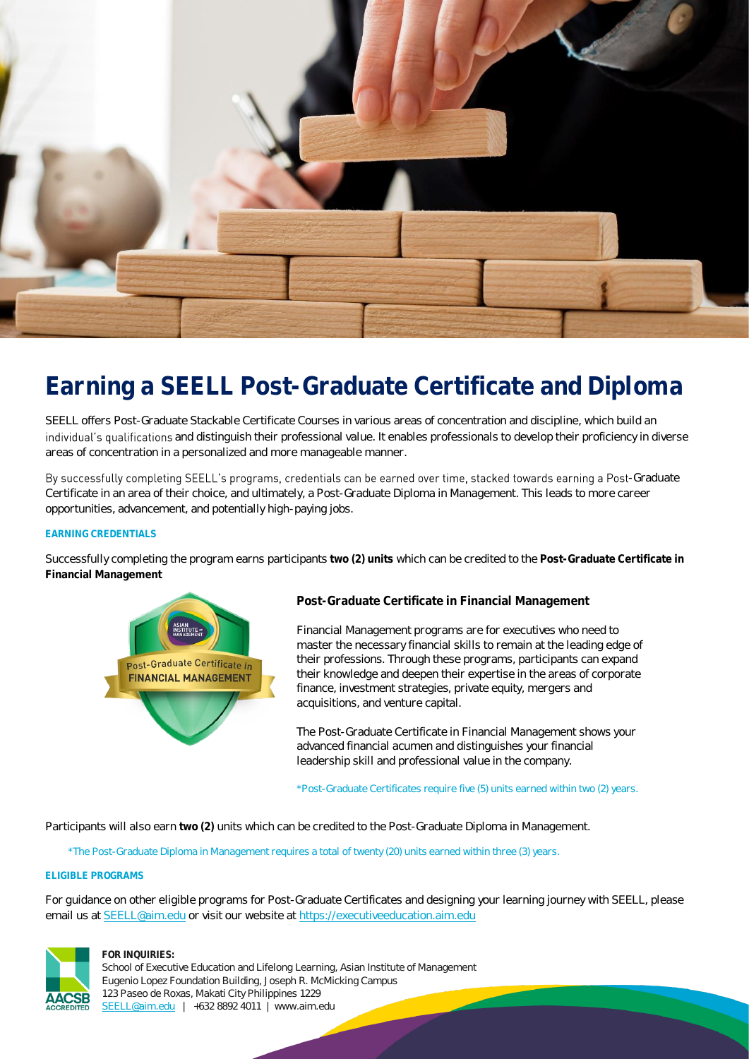# Earning a SEELL Post-Graduate Certificate and Diploma

SEELL offers Post-Graduate Stackable Certificate Courses in various areas of concentration and discipline, which build an individual's qualifications and distinguish their professional value. It enables professionals to develop their proficiency in diverse areas of concentration in a personalized and more manageable manner.

By successfully completing SEELL's programs, credentials can be earned over time, stacked towards earning a Post-Graduate Certificate in an area of their choice, and ultimately, a Post-Graduate Diploma in Management. This leads to more career opportunities, advancement, and potentially high-paying jobs.

#### EARNING CREDENTIALS

Successfully completing the program earns participants **two (2) units** which can be credited to the **Post-Graduate Certificate in Financial Management**

### Post-Graduate Certificate in Financial Management

Financial Management programs are for executives who need to master the necessary financial skills to remain at the leading edge of their professions. Through these programs, participants can expand their knowledge and deepen their expertise in the areas of corporate finance, investment strategies, private equity, mergers and acquisitions, and venture capital.

The Post-Graduate Certificate in Financial Management shows your advanced financial acumen and distinguishes your financial leadership skill and professional value in the company.

*Post-Graduate Certificates require five (5) units earned within two (2) years.

Participants will also earn **two (2)** units which can be credited to the Post-Graduate Diploma in Management.

*The Post-Graduate Diploma in Management requires a total of twenty (20) units earned within three (3) years.

#### ELIGIBLE PROGRAMS

For guidance on other eligible programs for Post-Graduate Certificates and designing your learning journey with SEELL, please email us at SEELL@aim.edu or visit our website at https://executiveeducation.aim.edu

**FOR INQUIRIES:**
School of Executive Education and Lifelong Learning, Asian Institute of Management
Eugenio Lopez Foundation Building, Joseph R. McMicking Campus
123 Paseo de Roxas, Makati City Philippines 1229
SEELL@aim.edu | +632 8892 4011 | www.aim.edu